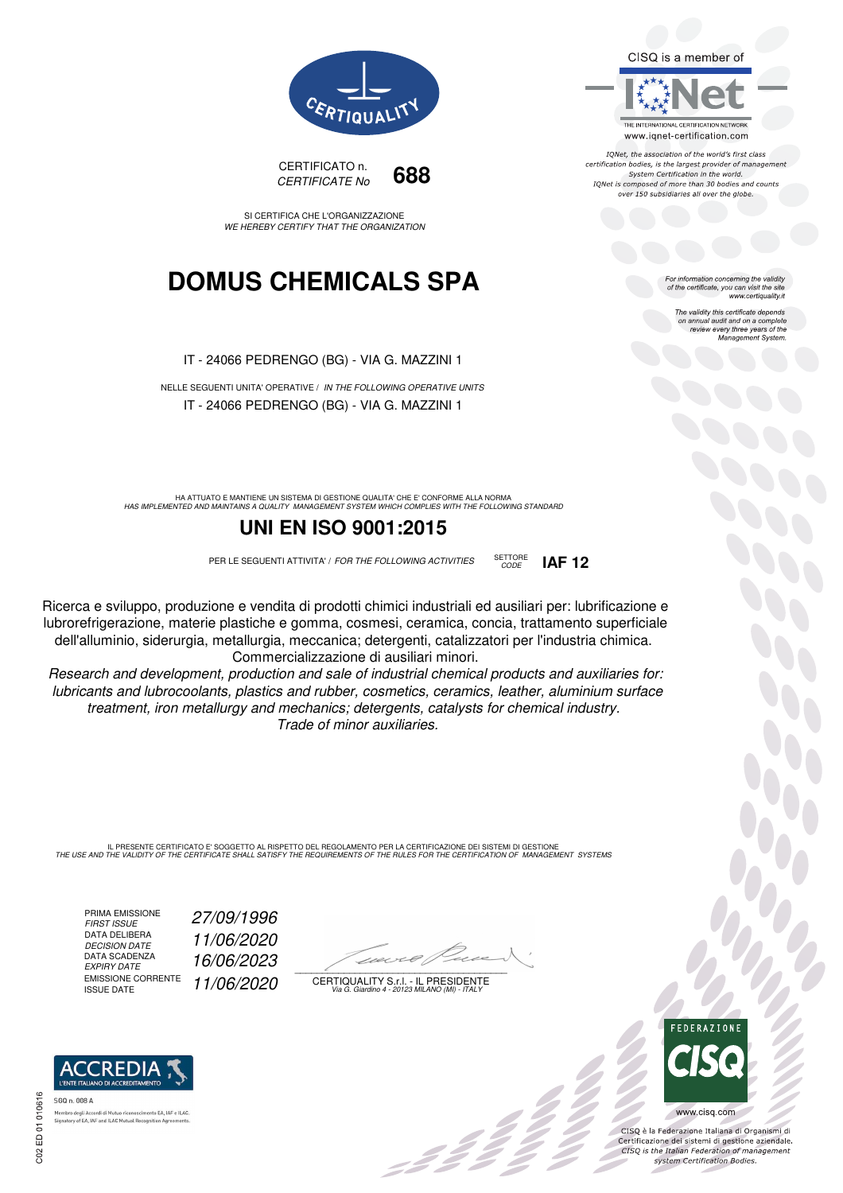CERTIQUALITY

CERTIFICATO n.
*CERTIFICATE No* **688**

SI CERTIFICA CHE L'ORGANIZZAZIONE
*WE HEREBY CERTIFY THAT THE ORGANIZATION*

# DOMUS CHEMICALS SPA

IT - 24066 PEDRENGO (BG) - VIA G. MAZZINI 1

NELLE SEGUENTI UNITA' OPERATIVE / *IN THE FOLLOWING OPERATIVE UNITS*

IT - 24066 PEDRENGO (BG) - VIA G. MAZZINI 1

HA ATTUATO E MANTIENE UN SISTEMA DI GESTIONE QUALITA' CHE E' CONFORME ALLA NORMA
*HAS IMPLEMENTED AND MAINTAINS A QUALITY MANAGEMENT SYSTEM WHICH COMPLIES WITH THE FOLLOWING STANDARD*

## UNI EN ISO 9001:2015

PER LE SEGUENTI ATTIVITA' / *FOR THE FOLLOWING ACTIVITIES* SETTORE *CODE* **IAF 12**

Ricerca e sviluppo, produzione e vendita di prodotti chimici industriali ed ausiliari per: lubrificazione e lubrorefrigerazione, materie plastiche e gomma, cosmesi, ceramica, concia, trattamento superficiale dell'alluminio, siderurgia, metallurgia, meccanica; detergenti, catalizzatori per l'industria chimica. Commercializzazione di ausiliari minori.

*Research and development, production and sale of industrial chemical products and auxiliaries for: lubricants and lubrocoolants, plastics and rubber, cosmetics, ceramics, leather, aluminium surface treatment, iron metallurgy and mechanics; detergents, catalysts for chemical industry. Trade of minor auxiliaries.*

IL PRESENTE CERTIFICATO E' SOGGETTO AL RISPETTO DEL REGOLAMENTO PER LA CERTIFICAZIONE DEI SISTEMI DI GESTIONE
*THE USE AND THE VALIDITY OF THE CERTIFICATE SHALL SATISFY THE REQUIREMENTS OF THE RULES FOR THE CERTIFICATION OF MANAGEMENT SYSTEMS*

| | |
|---|---|
| PRIMA EMISSIONE / *FIRST ISSUE* | *27/09/1996* |
| DATA DELIBERA / *DECISION DATE* | *11/06/2020* |
| DATA SCADENZA / *EXPIRY DATE* | *16/06/2023* |
| EMISSIONE CORRENTE / ISSUE DATE | *11/06/2020* |

CERTIQUALITY S.r.l. - IL PRESIDENTE
*Via G. Giardino 4 - 20123 MILANO (MI) - ITALY*

CISQ is a member of IQNet
THE INTERNATIONAL CERTIFICATION NETWORK
www.iqnet-certification.com

*IQNet, the association of the world's first class certification bodies, is the largest provider of management System Certification in the world. IQNet is composed of more than 30 bodies and counts over 150 subsidiaries all over the globe.*

*For information concerning the validity of the certificate, you can visit the site www.certiquality.it*

*The validity this certificate depends on annual audit and on a complete review every three years of the Management System.*

ACCREDIA
L'ENTE ITALIANO DI ACCREDITAMENTO
SGQ n. 008 A
Membro degli Accordi di Mutuo riconoscimento EA, IAF e ILAC
Signatory of EA, IAF and ILAC Mutual Recognition Agreements

FEDERAZIONE CISQ
www.cisq.com

CISQ è la Federazione Italiana di Organismi di Certificazione dei sistemi di gestione aziendale.
*CISQ is the Italian Federation of management system Certification Bodies.*

C02 ED 01 010616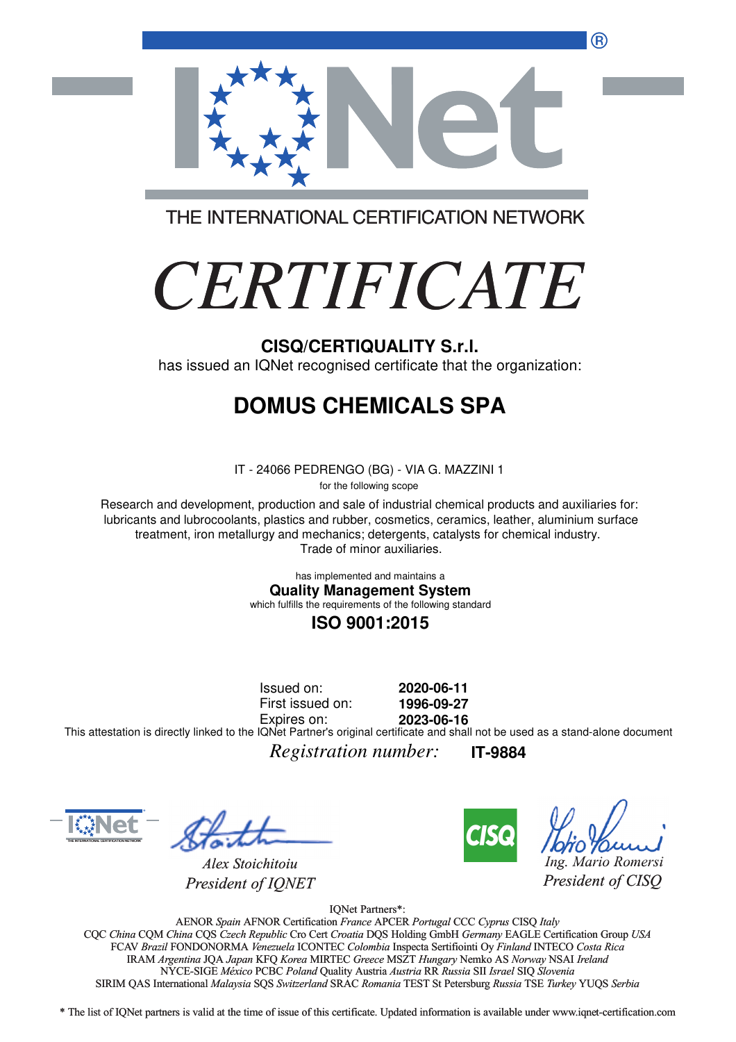IQNet

THE INTERNATIONAL CERTIFICATION NETWORK

# *CERTIFICATE*

## CISQ/CERTIQUALITY S.r.l.

has issued an IQNet recognised certificate that the organization:

## DOMUS CHEMICALS SPA

IT - 24066 PEDRENGO (BG) - VIA G. MAZZINI 1

for the following scope

Research and development, production and sale of industrial chemical products and auxiliaries for: lubricants and lubrocoolants, plastics and rubber, cosmetics, ceramics, leather, aluminium surface treatment, iron metallurgy and mechanics; detergents, catalysts for chemical industry. Trade of minor auxiliaries.

has implemented and maintains a

**Quality Management System**

which fulfills the requirements of the following standard

**ISO 9001:2015**

Issued on: **2020-06-11**
First issued on: **1996-09-27**
Expires on: **2023-06-16**

This attestation is directly linked to the IQNet Partner's original certificate and shall not be used as a stand-alone document

*Registration number:* **IT-9884**

*Alex Stoichitoiu*
*President of IQNET*

*Ing. Mario Romersi*
*President of CISQ*

IQNet Partners*:

AENOR *Spain* AFNOR Certification *France* APCER *Portugal* CCC *Cyprus* CISQ *Italy*
CQC *China* CQM *China* CQS *Czech Republic* Cro Cert *Croatia* DQS Holding GmbH *Germany* EAGLE Certification Group *USA*
FCAV *Brazil* FONDONORMA *Venezuela* ICONTEC *Colombia* Inspecta Sertifiointi Oy *Finland* INTECO *Costa Rica*
IRAM *Argentina* JQA *Japan* KFQ *Korea* MIRTEC *Greece* MSZT *Hungary* Nemko AS *Norway* NSAI *Ireland*
NYCE-SIGE *México* PCBC *Poland* Quality Austria *Austria* RR *Russia* SII *Israel* SIQ *Slovenia*
SIRIM QAS International *Malaysia* SQS *Switzerland* SRAC *Romania* TEST St Petersburg *Russia* TSE *Turkey* YUQS *Serbia*

\* The list of IQNet partners is valid at the time of issue of this certificate. Updated information is available under www.iqnet-certification.com